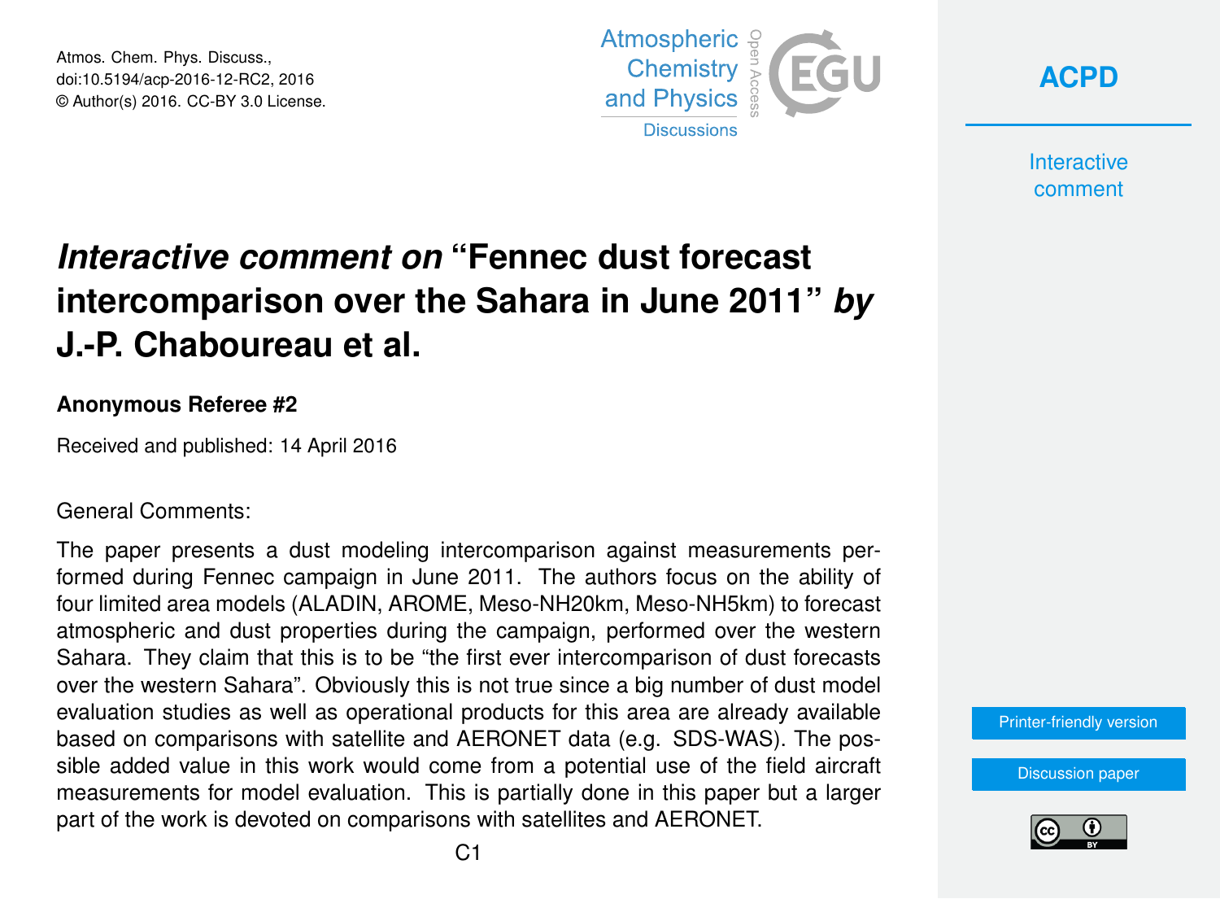# *Interactive comment on* "Fennec dust forecast intercomparison over the Sahara in June 2011" *by* J.-P. Chaboureau et al.

**Anonymous Referee #2**

Received and published: 14 April 2016

General Comments:

The paper presents a dust modeling intercomparison against measurements performed during Fennec campaign in June 2011. The authors focus on the ability of four limited area models (ALADIN, AROME, Meso-NH20km, Meso-NH5km) to forecast atmospheric and dust properties during the campaign, performed over the western Sahara. They claim that this is to be "the first ever intercomparison of dust forecasts over the western Sahara". Obviously this is not true since a big number of dust model evaluation studies as well as operational products for this area are already available based on comparisons with satellite and AERONET data (e.g. SDS-WAS). The possible added value in this work would come from a potential use of the field aircraft measurements for model evaluation. This is partially done in this paper but a larger part of the work is devoted on comparisons with satellites and AERONET.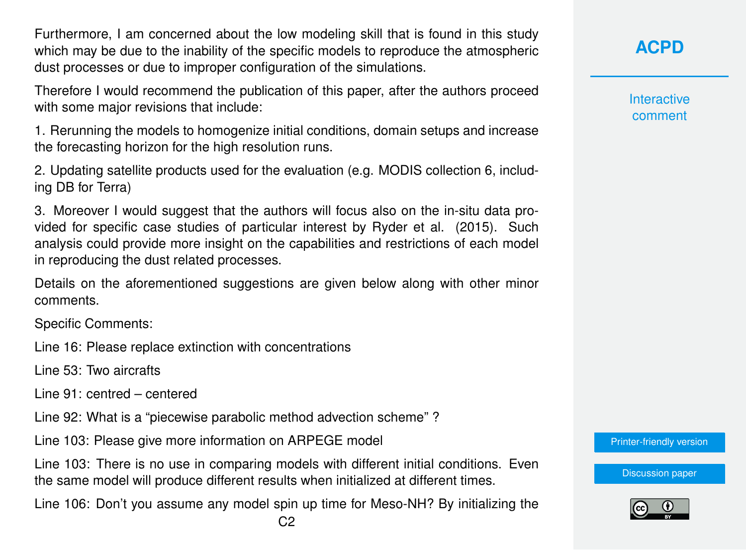Furthermore, I am concerned about the low modeling skill that is found in this study which may be due to the inability of the specific models to reproduce the atmospheric dust processes or due to improper configuration of the simulations.

Therefore I would recommend the publication of this paper, after the authors proceed with some major revisions that include:

1. Rerunning the models to homogenize initial conditions, domain setups and increase the forecasting horizon for the high resolution runs.

2. Updating satellite products used for the evaluation (e.g. MODIS collection 6, including DB for Terra)

3. Moreover I would suggest that the authors will focus also on the in-situ data provided for specific case studies of particular interest by Ryder et al. (2015). Such analysis could provide more insight on the capabilities and restrictions of each model in reproducing the dust related processes.

Details on the aforementioned suggestions are given below along with other minor comments.

Specific Comments:

Line 16: Please replace extinction with concentrations

Line 53: Two aircrafts

Line 91: centred – centered

Line 92: What is a "piecewise parabolic method advection scheme" ?

Line 103: Please give more information on ARPEGE model

Line 103: There is no use in comparing models with different initial conditions. Even the same model will produce different results when initialized at different times.

Line 106: Don't you assume any model spin up time for Meso-NH? By initializing the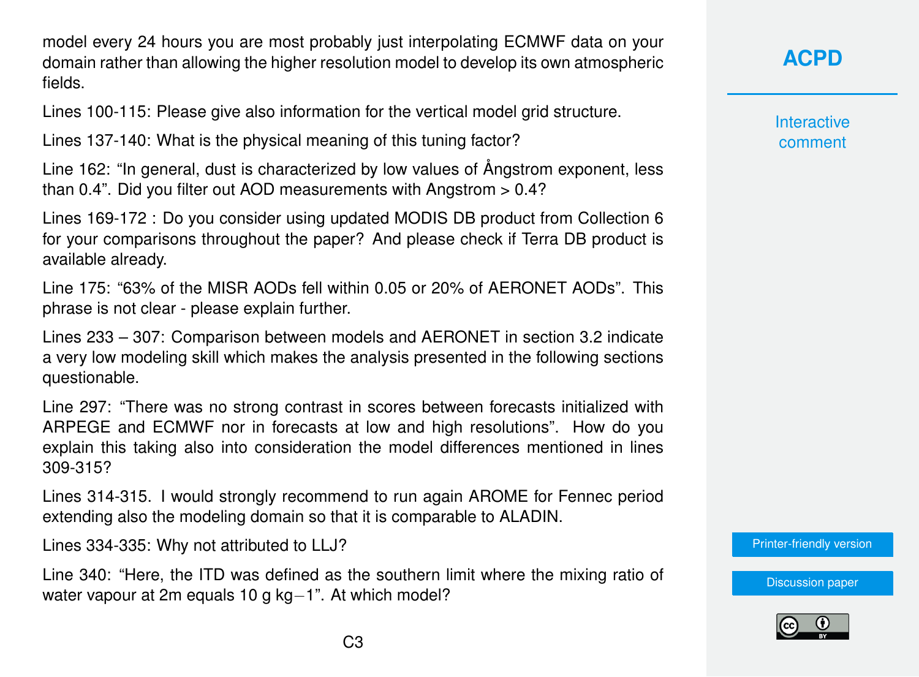model every 24 hours you are most probably just interpolating ECMWF data on your domain rather than allowing the higher resolution model to develop its own atmospheric fields.

Lines 100-115: Please give also information for the vertical model grid structure.

Lines 137-140: What is the physical meaning of this tuning factor?

Line 162: “In general, dust is characterized by low values of Ångstrom exponent, less than 0.4”. Did you filter out AOD measurements with Angstrom > 0.4?

Lines 169-172 : Do you consider using updated MODIS DB product from Collection 6 for your comparisons throughout the paper? And please check if Terra DB product is available already.

Line 175: “63% of the MISR AODs fell within 0.05 or 20% of AERONET AODs”. This phrase is not clear - please explain further.

Lines 233 – 307: Comparison between models and AERONET in section 3.2 indicate a very low modeling skill which makes the analysis presented in the following sections questionable.

Line 297: “There was no strong contrast in scores between forecasts initialized with ARPEGE and ECMWF nor in forecasts at low and high resolutions”. How do you explain this taking also into consideration the model differences mentioned in lines 309-315?

Lines 314-315. I would strongly recommend to run again AROME for Fennec period extending also the modeling domain so that it is comparable to ALADIN.

Lines 334-335: Why not attributed to LLJ?

Line 340: “Here, the ITD was defined as the southern limit where the mixing ratio of water vapour at 2m equals 10 g $kg^{-1}$”. At which model?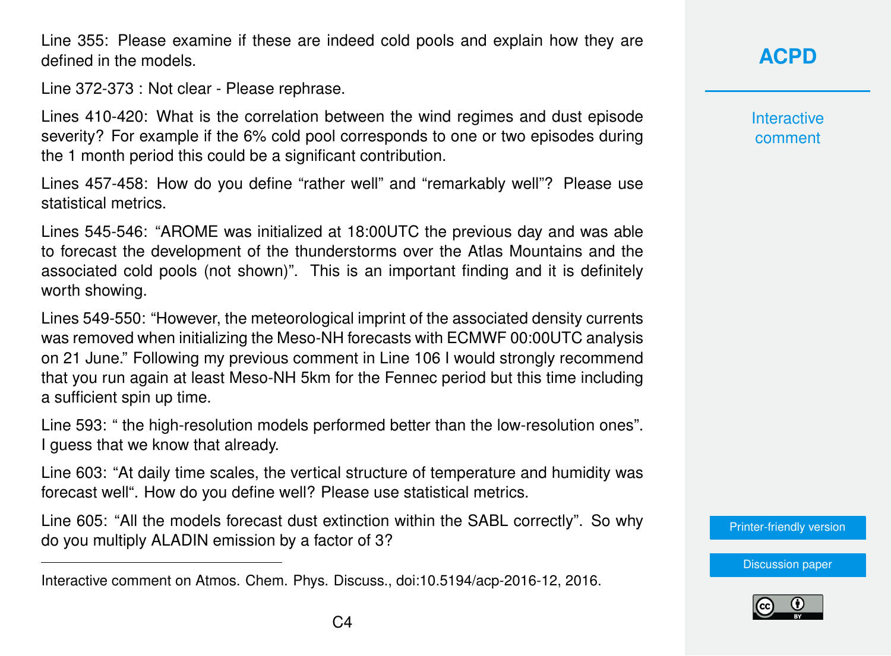Line 355: Please examine if these are indeed cold pools and explain how they are defined in the models.

Line 372-373 : Not clear - Please rephrase.

Lines 410-420: What is the correlation between the wind regimes and dust episode severity? For example if the 6% cold pool corresponds to one or two episodes during the 1 month period this could be a significant contribution.

Lines 457-458: How do you define "rather well" and "remarkably well"? Please use statistical metrics.

Lines 545-546: "AROME was initialized at 18:00UTC the previous day and was able to forecast the development of the thunderstorms over the Atlas Mountains and the associated cold pools (not shown)". This is an important finding and it is definitely worth showing.

Lines 549-550: "However, the meteorological imprint of the associated density currents was removed when initializing the Meso-NH forecasts with ECMWF 00:00UTC analysis on 21 June." Following my previous comment in Line 106 I would strongly recommend that you run again at least Meso-NH 5km for the Fennec period but this time including a sufficient spin up time.

Line 593: " the high-resolution models performed better than the low-resolution ones". I guess that we know that already.

Line 603: "At daily time scales, the vertical structure of temperature and humidity was forecast well". How do you define well? Please use statistical metrics.

Line 605: "All the models forecast dust extinction within the SABL correctly". So why do you multiply ALADIN emission by a factor of 3?

---

Interactive comment on Atmos. Chem. Phys. Discuss., doi:10.5194/acp-2016-12, 2016.